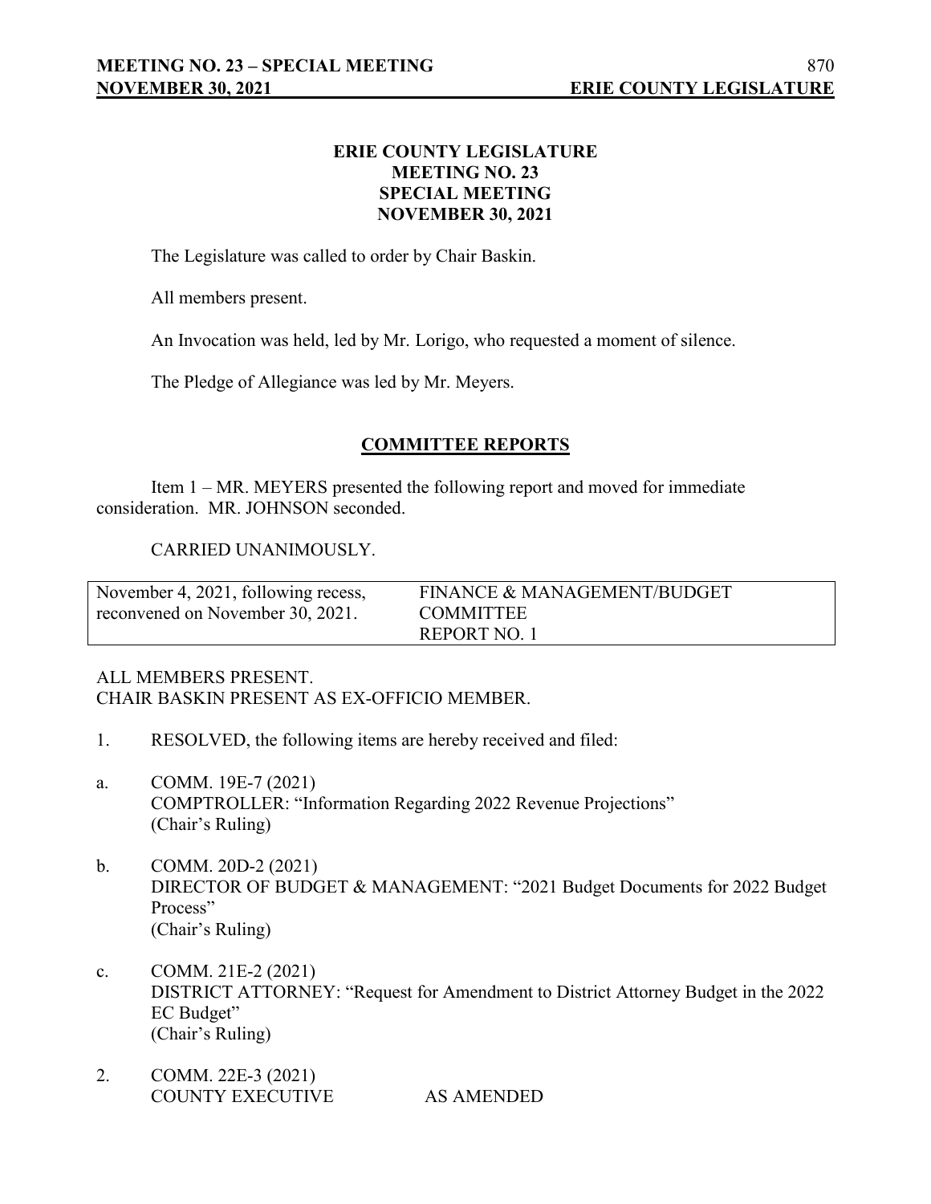# ERIE COUNTY LEGISLATURE
## MEETING NO. 23
## SPECIAL MEETING
## NOVEMBER 30, 2021

The Legislature was called to order by Chair Baskin.

All members present.

An Invocation was held, led by Mr. Lorigo, who requested a moment of silence.

The Pledge of Allegiance was led by Mr. Meyers.

## COMMITTEE REPORTS

Item 1 – MR. MEYERS presented the following report and moved for immediate consideration. MR. JOHNSON seconded.

CARRIED UNANIMOUSLY.

| November 4, 2021, following recess, reconvened on November 30, 2021. | FINANCE & MANAGEMENT/BUDGET COMMITTEE REPORT NO. 1 |
|---|---|

ALL MEMBERS PRESENT.
CHAIR BASKIN PRESENT AS EX-OFFICIO MEMBER.

1. RESOLVED, the following items are hereby received and filed:

a. COMM. 19E-7 (2021)
COMPTROLLER: "Information Regarding 2022 Revenue Projections"
(Chair's Ruling)

b. COMM. 20D-2 (2021)
DIRECTOR OF BUDGET & MANAGEMENT: "2021 Budget Documents for 2022 Budget Process"
(Chair's Ruling)

c. COMM. 21E-2 (2021)
DISTRICT ATTORNEY: "Request for Amendment to District Attorney Budget in the 2022 EC Budget"
(Chair's Ruling)

2. COMM. 22E-3 (2021)
COUNTY EXECUTIVE AS AMENDED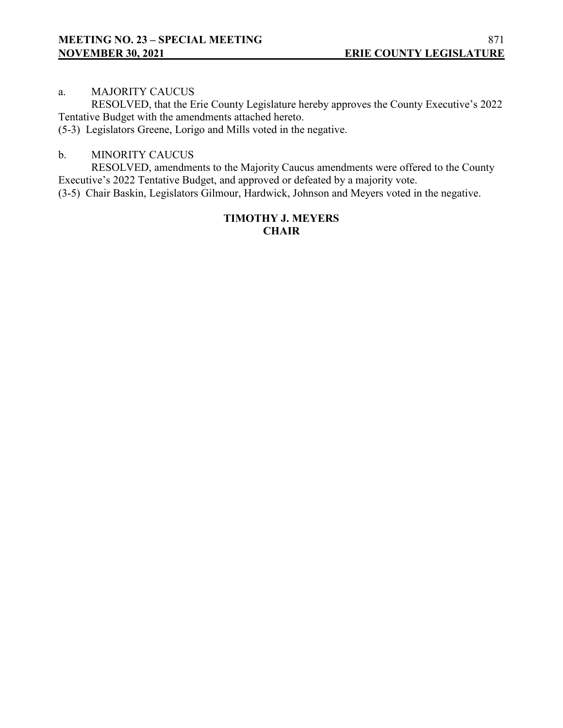a. MAJORITY CAUCUS

RESOLVED, that the Erie County Legislature hereby approves the County Executive's 2022 Tentative Budget with the amendments attached hereto.

(5-3) Legislators Greene, Lorigo and Mills voted in the negative.

b. MINORITY CAUCUS

RESOLVED, amendments to the Majority Caucus amendments were offered to the County Executive's 2022 Tentative Budget, and approved or defeated by a majority vote.

(3-5) Chair Baskin, Legislators Gilmour, Hardwick, Johnson and Meyers voted in the negative.

**TIMOTHY J. MEYERS**
**CHAIR**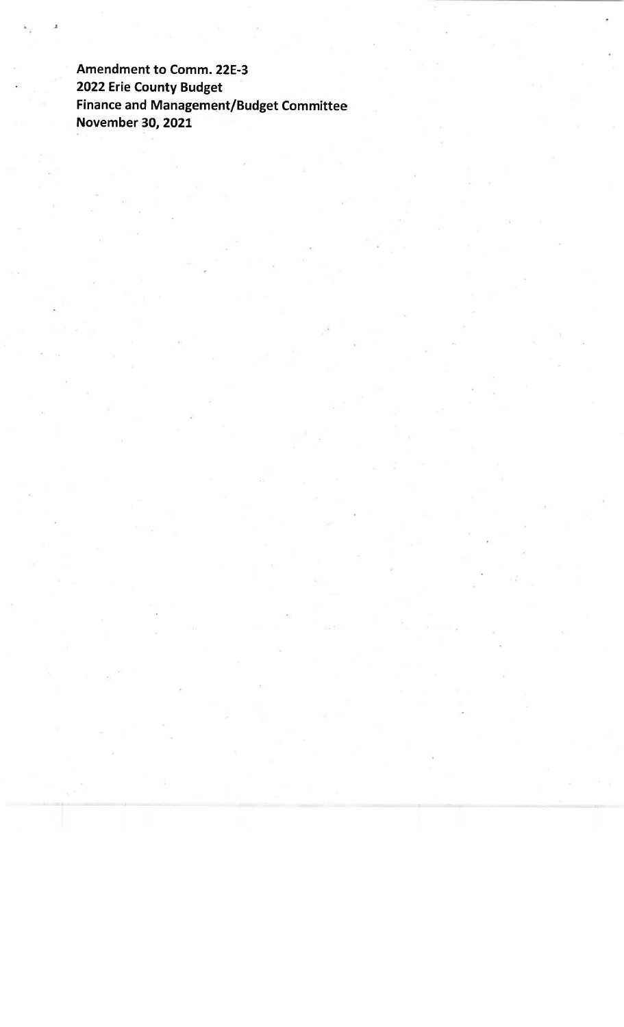**Amendment to Comm. 22E-3**
**2022 Erie County Budget**
**Finance and Management/Budget Committee**
**November 30, 2021**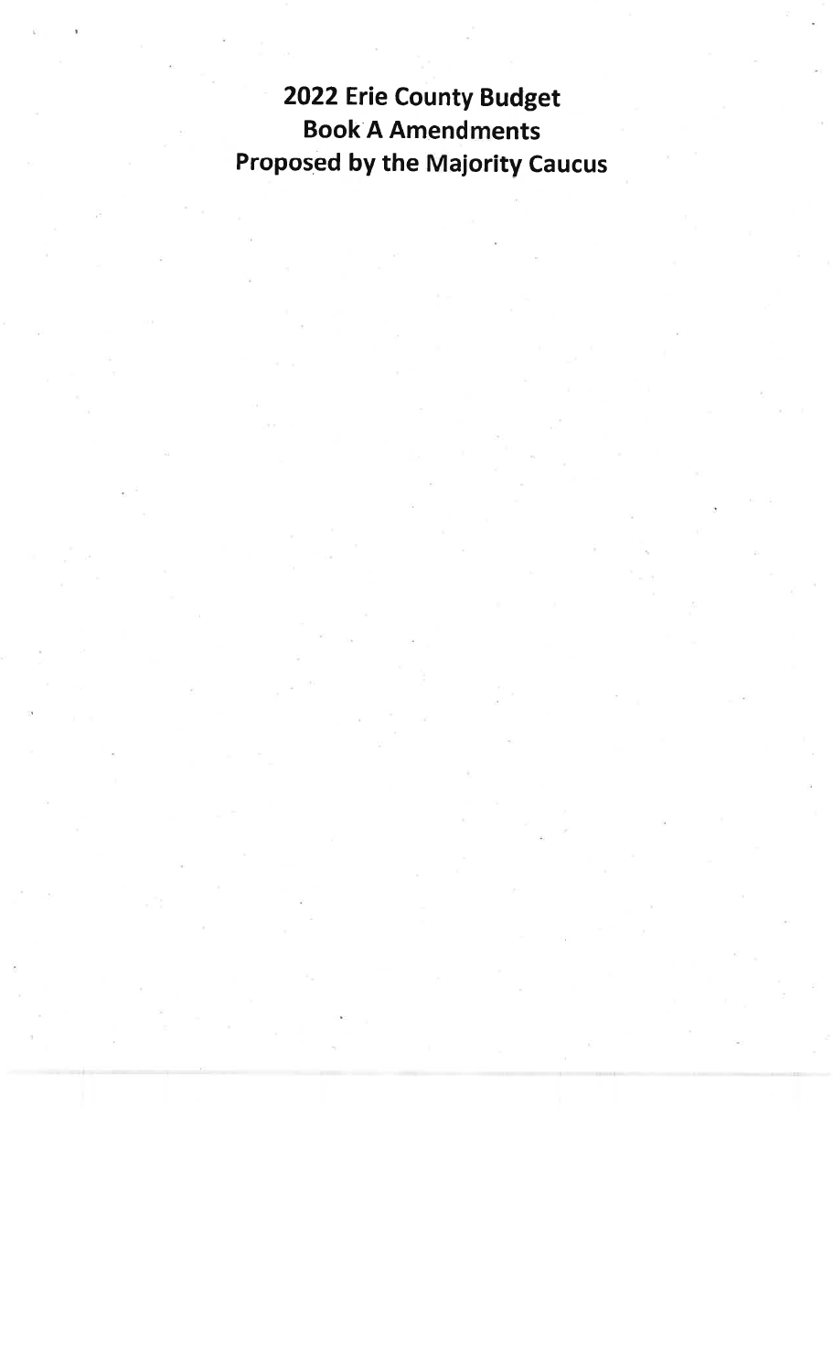# 2022 Erie County Budget
# Book A Amendments
# Proposed by the Majority Caucus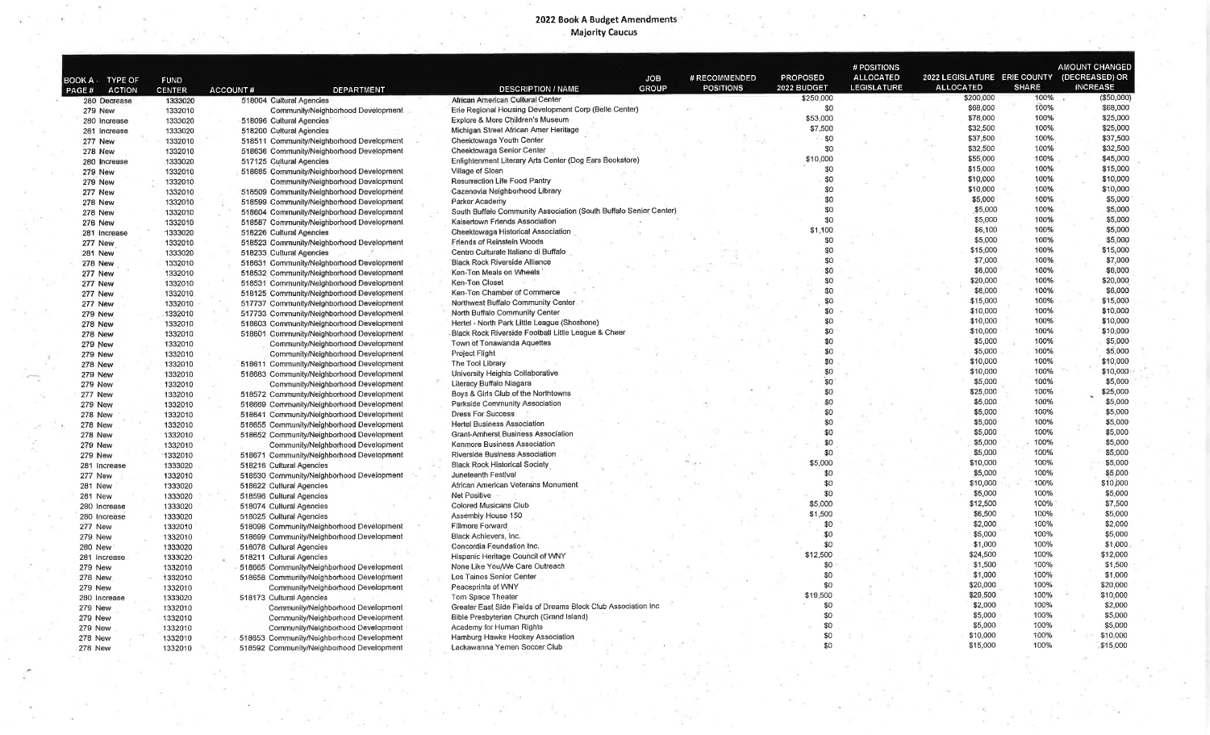# 2022 Book A Budget Amendments

## Majority Caucus

| BOOK A PAGE # | TYPE OF ACTION | FUND CENTER | ACCOUNT # | DEPARTMENT | DESCRIPTION / NAME | JOB GROUP | # RECOMMENDED POSITIONS | PROPOSED 2022 BUDGET | # POSITIONS ALLOCATED LEGISLATURE | 2022 LEGISLATURE ALLOCATED | ERIE COUNTY SHARE | AMOUNT CHANGED (DECREASED) OR INCREASE |
|---|---|---|---|---|---|---|---|---|---|---|---|---|
| 280 | Decrease | 1333020 | 516004 | Cultural Agencies | African American Cultural Center | | | $250,000 | | $200,000 | 100% | ($50,000) |
| 279 | New | 1332010 | | Community/Neighborhood Development | Erie Regional Housing Development Corp (Belle Center) | | | $0 | | $68,000 | 100% | $68,000 |
| 280 | Increase | 1333020 | 518096 | Cultural Agencies | Explore & More Children's Museum | | | $53,000 | | $78,000 | 100% | $25,000 |
| 281 | Increase | 1333020 | 518200 | Cultural Agencies | Michigan Street African Amer Heritage | | | $7,500 | | $32,500 | 100% | $25,000 |
| 277 | New | 1332010 | 518511 | Community/Neighborhood Development | Cheektowaga Youth Center | | | $0 | | $37,500 | 100% | $37,500 |
| 278 | New | 1332010 | 518636 | Community/Neighborhood Development | Cheektowaga Senior Center | | | $0 | | $32,500 | 100% | $32,500 |
| 280 | Increase | 1333020 | 517125 | Cultural Agencies | Enlightenment Literary Arts Center (Dog Ears Bookstore) | | | $10,000 | | $55,000 | 100% | $45,000 |
| 279 | New | 1332010 | 518685 | Community/Neighborhood Development | Village of Sloan | | | $0 | | $15,000 | 100% | $15,000 |
| 279 | New | 1332010 | | Community/Neighborhood Development | Resurrection Life Food Pantry | | | $0 | | $10,000 | 100% | $10,000 |
| 277 | New | 1332010 | 518509 | Community/Neighborhood Development | Cazenovia Neighborhood Library | | | $0 | | $10,000 | 100% | $10,000 |
| 278 | New | 1332010 | 518599 | Community/Neighborhood Development | Parker Academy | | | $0 | | $5,000 | 100% | $5,000 |
| 278 | New | 1332010 | 518604 | Community/Neighborhood Development | South Buffalo Community Association (South Buffalo Senior Center) | | | $0 | | $5,000 | 100% | $5,000 |
| 278 | New | 1332010 | 518587 | Community/Neighborhood Development | Kaisertown Friends Association | | | $0 | | $5,000 | 100% | $5,000 |
| 281 | Increase | 1333020 | 518226 | Cultural Agencies | Cheektowaga Historical Association | | | $1,100 | | $6,100 | 100% | $5,000 |
| 277 | New | 1332010 | 518523 | Community/Neighborhood Development | Friends of Reinstein Woods | | | $0 | | $5,000 | 100% | $5,000 |
| 281 | New | 1333020 | 518233 | Cultural Agencies | Centro Culturale Italiano di Buffalo | | | $0 | | $15,000 | 100% | $15,000 |
| 278 | New | 1332010 | 518631 | Community/Neighborhood Development | Black Rock Riverside Alliance | | | $0 | | $7,000 | 100% | $7,000 |
| 277 | New | 1332010 | 518532 | Community/Neighborhood Development | Ken-Ton Meals on Wheels | | | $0 | | $6,000 | 100% | $6,000 |
| 277 | New | 1332010 | 518531 | Community/Neighborhood Development | Ken-Ton Closet | | | $0 | | $20,000 | 100% | $20,000 |
| 277 | New | 1332010 | 518125 | Community/Neighborhood Development | Ken-Ton Chamber of Commerce | | | $0 | | $6,000 | 100% | $6,000 |
| 277 | New | 1332010 | 517737 | Community/Neighborhood Development | Northwest Buffalo Community Center | | | $0 | | $15,000 | 100% | $15,000 |
| 279 | New | 1332010 | 517733 | Community/Neighborhood Development | North Buffalo Community Center | | | $0 | | $10,000 | 100% | $10,000 |
| 278 | New | 1332010 | 518603 | Community/Neighborhood Development | Hertel - North Park Little League (Shoshone) | | | $0 | | $10,000 | 100% | $10,000 |
| 278 | New | 1332010 | 518601 | Community/Neighborhood Development | Black Rock Riverside Football Little League & Cheer | | | $0 | | $10,000 | 100% | $10,000 |
| 279 | New | 1332010 | | Community/Neighborhood Development | Town of Tonawanda Aquettes | | | $0 | | $5,000 | 100% | $5,000 |
| 279 | New | 1332010 | | Community/Neighborhood Development | Project Flight | | | $0 | | $5,000 | 100% | $5,000 |
| 278 | New | 1332010 | 518611 | Community/Neighborhood Development | The Tool Library | | | $0 | | $10,000 | 100% | $10,000 |
| 279 | New | 1332010 | 518683 | Community/Neighborhood Development | University Heights Collaborative | | | $0 | | $10,000 | 100% | $10,000 |
| 279 | New | 1332010 | | Community/Neighborhood Development | Literacy Buffalo Niagara | | | $0 | | $5,000 | 100% | $5,000 |
| 277 | New | 1332010 | 518572 | Community/Neighborhood Development | Boys & Girls Club of the Northtowns | | | $0 | | $25,000 | 100% | $25,000 |
| 279 | New | 1332010 | 518669 | Community/Neighborhood Development | Parkside Community Association | | | $0 | | $5,000 | 100% | $5,000 |
| 278 | New | 1332010 | 518641 | Community/Neighborhood Development | Dress For Success | | | $0 | | $5,000 | 100% | $5,000 |
| 278 | New | 1332010 | 518655 | Community/Neighborhood Development | Hertel Business Association | | | $0 | | $5,000 | 100% | $5,000 |
| 278 | New | 1332010 | 518652 | Community/Neighborhood Development | Grant-Amherst Business Association | | | $0 | | $5,000 | 100% | $5,000 |
| 279 | New | 1332010 | | Community/Neighborhood Development | Kenmore Business Association | | | $0 | | $5,000 | 100% | $5,000 |
| 279 | New | 1332010 | 518671 | Community/Neighborhood Development | Riverside Business Association | | | $0 | | $5,000 | 100% | $5,000 |
| 281 | Increase | 1333020 | 518216 | Cultural Agencies | Black Rock Historical Society | | | $5,000 | | $10,000 | 100% | $5,000 |
| 277 | New | 1332010 | 518530 | Community/Neighborhood Development | Juneteenth Festival | | | $0 | | $5,000 | 100% | $5,000 |
| 281 | New | 1333020 | 518622 | Cultural Agencies | African American Veterans Monument | | | $0 | | $10,000 | 100% | $10,000 |
| 281 | New | 1333020 | 518596 | Cultural Agencies | Net Positive | | | $0 | | $5,000 | 100% | $5,000 |
| 280 | Increase | 1333020 | 518074 | Cultural Agencies | Colored Musicans Club | | | $5,000 | | $12,500 | 100% | $7,500 |
| 280 | Increase | 1333020 | 518025 | Cultural Agencies | Assembly House 150 | | | $1,500 | | $6,500 | 100% | $5,000 |
| 277 | New | 1332010 | 518098 | Community/Neighborhood Development | Fillmore Forward | | | $0 | | $2,000 | 100% | $2,000 |
| 279 | New | 1332010 | 518699 | Community/Neighborhood Development | Black Achievers, Inc. | | | $0 | | $5,000 | 100% | $5,000 |
| 280 | New | 1333020 | 518076 | Cultural Agencies | Concordia Foundation Inc. | | | $0 | | $1,000 | 100% | $1,000 |
| 281 | Increase | 1333020 | 518211 | Cultural Agencies | Hispanic Heritage Council of WNY | | | $12,500 | | $24,500 | 100% | $12,000 |
| 279 | New | 1332010 | 518665 | Community/Neighborhood Development | None Like You/We Care Outreach | | | $0 | | $1,500 | 100% | $1,500 |
| 278 | New | 1332010 | 518658 | Community/Neighborhood Development | Los Tainos Senior Center | | | $0 | | $1,000 | 100% | $1,000 |
| 279 | New | 1332010 | | Community/Neighborhood Development | Peaceprints of WNY | | | $0 | | $20,000 | 100% | $20,000 |
| 280 | Increase | 1333020 | 518173 | Cultural Agencies | Torn Space Theater | | | $19,500 | | $29,500 | 100% | $10,000 |
| 279 | New | 1332010 | | Community/Neighborhood Development | Greater East Side Fields of Dreams Block Club Association Inc | | | $0 | | $2,000 | 100% | $2,000 |
| 279 | New | 1332010 | | Community/Neighborhood Development | Bible Presbyterian Church (Grand Island) | | | $0 | | $5,000 | 100% | $5,000 |
| 279 | New | 1332010 | | Community/Neighborhood Development | Academy for Human Rights | | | $0 | | $5,000 | 100% | $5,000 |
| 278 | New | 1332010 | 518653 | Community/Neighborhood Development | Hamburg Hawks Hockey Association | | | $0 | | $10,000 | 100% | $10,000 |
| 278 | New | 1332010 | 518592 | Community/Neighborhood Development | Lackawanna Yemen Soccer Club | | | $0 | | $15,000 | 100% | $15,000 |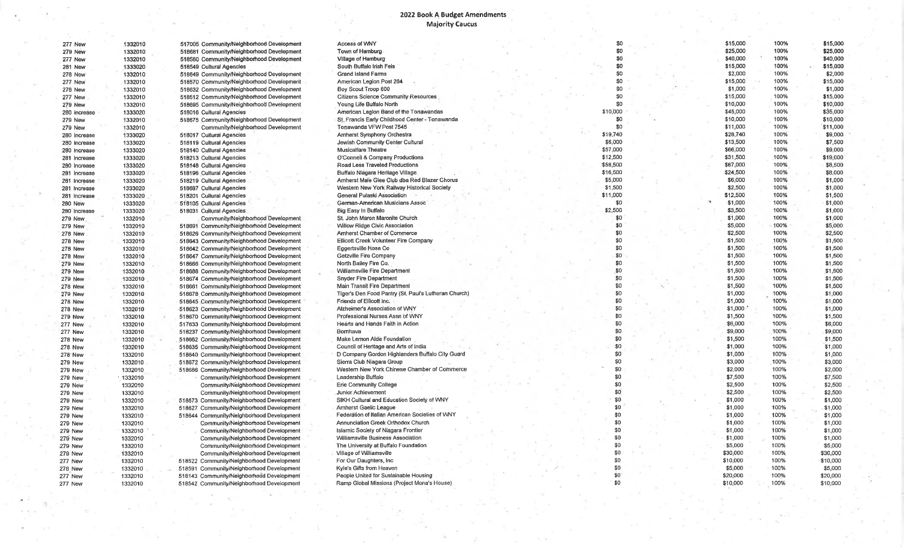## 2022 Book A Budget Amendments
### Majority Caucus

| | | | | | | | |
|---|---|---|---|---|---|---|---|
| 277 New | 1332010 | 517005 Community/Neighborhood Development | Access of WNY | $0 | $15,000 | 100% | $15,000 |
| 279 New | 1332010 | 518681 Community/Neighborhood Development | Town of Hamburg | $0 | $25,000 | 100% | $25,000 |
| 277 New | 1332010 | 518560 Community/Neighborhood Development | Village of Hamburg | $0 | $40,000 | 100% | $40,000 |
| 281 New | 1333020 | 518549 Cultural Agencies | South Buffalo Irish Feis | $0 | $15,000 | 100% | $15,000 |
| 278 New | 1332010 | 518649 Community/Neighborhood Development | Grand Island Farms | $0 | $2,000 | 100% | $2,000 |
| 277 New | 1332010 | 518570 Community/Neighborhood Development | American Legion Post 284 | $0 | $15,000 | 100% | $15,000 |
| 278 New | 1332010 | 518632 Community/Neighborhood Development | Boy Scout Troop 600 | $0 | $1,000 | 100% | $1,000 |
| 277 New | 1332010 | 518512 Community/Neighborhood Development | Citizens Science Community Resources | $0 | $15,000 | 100% | $15,000 |
| 279 New | 1332010 | 518685 Community/Neighborhood Development | Young Life Buffalo North | $0 | $10,000 | 100% | $10,000 |
| 280 Increase | 1333020 | 518016 Cultural Agencies | American Legion Band of the Tonawandas | $10,000 | $45,000 | 100% | $35,000 |
| 279 New | 1332010 | 518675 Community/Neighborhood Development | St. Francis Early Childhood Center - Tonawanda | $0 | $10,000 | 100% | $10,000 |
| 279 New | 1332010 | Community/Neighborhood Development | Tonawanda VFW Post 7545 | $0 | $11,000 | 100% | $11,000 |
| 280 Increase | 1333020 | 518017 Cultural Agencies | Amherst Symphony Orchestra | $19,740 | $28,740 | 100% | $9,000 |
| 280 Increase | 1333020 | 518119 Cultural Agencies | Jewish Community Center Cultural | $6,000 | $13,500 | 100% | $7,500 |
| 280 Increase | 1333020 | 518140 Cultural Agencies | Musicalfare Theatre | $57,000 | $66,000 | 100% | $9,000 |
| 281 Increase | 1333020 | 518213 Cultural Agencies | O'Connell & Company Productions | $12,500 | $31,500 | 100% | $19,000 |
| 280 Increase | 1333020 | 518148 Cultural Agencies | Road Less Traveled Productions | $58,500 | $67,000 | 100% | $8,500 |
| 281 Increase | 1333020 | 518196 Cultural Agencies | Buffalo Niagara Heritage Village | $16,500 | $24,500 | 100% | $8,000 |
| 281 Increase | 1333020 | 518219 Cultural Agencies | Amherst Male Glee Club dba Red Blazer Chorus | $5,000 | $6,000 | 100% | $1,000 |
| 281 Increase | 1333020 | 518697 Cultural Agencies | Western New York Railway Historical Society | $1,500 | $2,500 | 100% | $1,000 |
| 281 Increase | 1333020 | 518201 Cultural Agencies | General Pulaski Association | $11,000 | $12,500 | 100% | $1,500 |
| 280 New | 1333020 | 518105 Cultural Agencies | German-American Musicians Assoc | $0 | $1,000 | 100% | $1,000 |
| 280 Increase | 1333020 | 518031 Cultural Agencies | Big Easy in Buffalo | $2,500 | $3,500 | 100% | $1,000 |
| 279 New | 1332010 | Community/Neighborhood Development | St. John Maron Maronite Church | $0 | $1,000 | 100% | $1,000 |
| 279 New | 1332010 | 518691 Community/Neighborhood Development | Willow Ridge Civic Association | $0 | $5,000 | 100% | $5,000 |
| 278 New | 1332010 | 518626 Community/Neighborhood Development | Amherst Chamber of Commerce | $0 | $2,500 | 100% | $2,500 |
| 278 New | 1332010 | 518643 Community/Neighborhood Development | Ellicott Creek Volunteer Fire Company | $0 | $1,500 | 100% | $1,500 |
| 278 New | 1332010 | 518642 Community/Neighborhood Development | Eggertsville Hose Co | $0 | $1,500 | 100% | $1,500 |
| 278 New | 1332010 | 518647 Community/Neighborhood Development | Getzville Fire Company | $0 | $1,500 | 100% | $1,500 |
| 279 New | 1332010 | 518666 Community/Neighborhood Development | North Bailey Fire Co. | $0 | $1,500 | 100% | $1,500 |
| 279 New | 1332010 | 518688 Community/Neighborhood Development | Williamsville Fire Department | $0 | $1,500 | 100% | $1,500 |
| 279 New | 1332010 | 518674 Community/Neighborhood Development | Snyder Fire Department | $0 | $1,500 | 100% | $1,500 |
| 278 New | 1332010 | 518661 Community/Neighborhood Development | Main Transit Fire Department | $0 | $1,500 | 100% | $1,500 |
| 279 New | 1332010 | 518678 Community/Neighborhood Development | Tiger's Den Food Pantry (St. Paul's Lutheran Church) | $0 | $1,000 | 100% | $1,000 |
| 278 New | 1332010 | 518645 Community/Neighborhood Development | Friends of Ellicott Inc. | $0 | $1,000 | 100% | $1,000 |
| 278 New | 1332010 | 518623 Community/Neighborhood Development | Alzheimer's Association of WNY | $0 | $1,000 | 100% | $1,000 |
| 279 New | 1332010 | 518670 Community/Neighborhood Development | Professional Nurses Assn of WNY | $0 | $1,500 | 100% | $1,500 |
| 277 New | 1332010 | 517633 Community/Neighborhood Development | Hearts and Hands Faith in Action | $0 | $6,000 | 100% | $6,000 |
| 277 New | 1332010 | 518237 Community/Neighborhood Development | Bornhava | $0 | $9,000 | 100% | $9,000 |
| 278 New | 1332010 | 518662 Community/Neighborhood Development | Make Lemon Aide Foundation | $0 | $1,500 | 100% | $1,500 |
| 278 New | 1332010 | 518635 Community/Neighborhood Development | Council of Heritage and Arts of India | $0 | $1,000 | 100% | $1,000 |
| 278 New | 1332010 | 518640 Community/Neighborhood Development | D Company Gordon Highlanders Buffalo City Guard | $0 | $1,000 | 100% | $1,000 |
| 279 New | 1332010 | 518672 Community/Neighborhood Development | Sierra Club Niagara Group | $0 | $3,000 | 100% | $3,000 |
| 279 New | 1332010 | 518686 Community/Neighborhood Development | Western New York Chinese Chamber of Commerce | $0 | $2,000 | 100% | $2,000 |
| 279 New | 1332010 | Community/Neighborhood Development | Leadership Buffalo | $0 | $7,500 | 100% | $7,500 |
| 279 New | 1332010 | Community/Neighborhood Development | Erie Community College | $0 | $2,500 | 100% | $2,500 |
| 279 New | 1332010 | Community/Neighborhood Development | Junior Achievement | $0 | $2,500 | 100% | $2,500 |
| 279 New | 1332010 | 518673 Community/Neighborhood Development | SIKH Cultural and Education Society of WNY | $0 | $1,000 | 100% | $1,000 |
| 279 New | 1332010 | 518627 Community/Neighborhood Development | Amherst Gaelic League | $0 | $1,000 | 100% | $1,000 |
| 279 New | 1332010 | 518644 Community/Neighborhood Development | Federation of Italian American Societies of WNY | $0 | $1,000 | 100% | $1,000 |
| 279 New | 1332010 | Community/Neighborhood Development | Annunciation Greek Orthodox Church | $0 | $1,000 | 100% | $1,000 |
| 279 New | 1332010 | Community/Neighborhood Development | Islamic Society of Niagara Frontier | $0 | $1,000 | 100% | $1,000 |
| 279 New | 1332010 | Community/Neighborhood Development | Williamsville Business Association | $0 | $1,000 | 100% | $1,000 |
| 279 New | 1332010 | Community/Neighborhood Development | The University at Buffalo Foundation | $0 | $5,000 | 100% | $5,000 |
| 279 New | 1332010 | Community/Neighborhood Development | Village of Williamsville | $0 | $30,000 | 100% | $30,000 |
| 277 New | 1332010 | 518522 Community/Neighborhood Development | For Our Daughters, Inc | $0 | $10,000 | 100% | $10,000 |
| 278 New | 1332010 | 518591 Community/Neighborhood Development | Kyle's Gifts from Heaven | $0 | $5,000 | 100% | $5,000 |
| 277 New | 1332010 | 518143 Community/Neighborhood Development | People United for Sustainable Housing | $0 | $20,000 | 100% | $20,000 |
| 277 New | 1332010 | 518542 Community/Neighborhood Development | Ramp Global Missions (Project Mona's House) | $0 | $10,000 | 100% | $10,000 |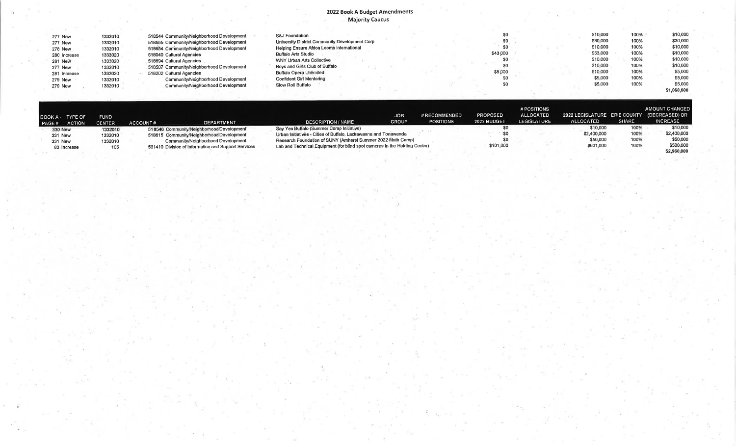## 2022 Book A Budget Amendments

### Majority Caucus

| BOOK A PAGE # | TYPE OF ACTION | FUND CENTER | ACCOUNT # | DEPARTMENT | DESCRIPTION / NAME | JOB GROUP | # RECOMMENDED POSITIONS | PROPOSED 2022 BUDGET | # POSITIONS ALLOCATED LEGISLATURE | 2022 LEGISLATURE ALLOCATED | ERIE COUNTY SHARE | AMOUNT CHANGED (DECREASED) OR INCREASE |
|---|---|---|---|---|---|---|---|---|---|---|---|---|
| 277 | New | 1332010 | 518544 | Community/Neighborhood Development | S&J Foundation | | | $0 | | $10,000 | 100% | $10,000 |
| 277 | New | 1332010 | 518555 | Community/Neighborhood Development | University District Community Development Corp | | | $0 | | $30,000 | 100% | $30,000 |
| 278 | New | 1332010 | 518654 | Community/Neighborhood Development | Helping Ensure Africa Looms International | | | $0 | | $10,000 | 100% | $10,000 |
| 280 | Increase | 1333020 | 518040 | Cultural Agencies | Buffalo Arts Studio | | | $43,000 | | $53,000 | 100% | $10,000 |
| 281 | New | 1333020 | 518694 | Cultural Agencies | WNY Urban Arts Collective | | | $0 | | $10,000 | 100% | $10,000 |
| 277 | New | 1332010 | 518507 | Community/Neighborhood Development | Boys and Girls Club of Buffalo | | | $0 | | $10,000 | 100% | $10,000 |
| 281 | Increase | 1333020 | 518202 | Cultural Agencies | Buffalo Opera Unlimited | | | $5,000 | | $10,000 | 100% | $5,000 |
| 279 | New | 1332010 | | Community/Neighborhood Development | Confident Girl Mentoring | | | $0 | | $5,000 | 100% | $5,000 |
| 279 | New | 1332010 | | Community/Neighborhood Development | Slow Roll Buffalo | | | $0 | | $5,000 | 100% | $5,000 |
| | | | | | | | | | | | | $1,060,000 |

| BOOK A PAGE # | TYPE OF ACTION | FUND CENTER | ACCOUNT # | DEPARTMENT | DESCRIPTION / NAME | JOB GROUP | # RECOMMENDED POSITIONS | PROPOSED 2022 BUDGET | # POSITIONS ALLOCATED LEGISLATURE | 2022 LEGISLATURE ALLOCATED | ERIE COUNTY SHARE | AMOUNT CHANGED (DECREASED) OR INCREASE |
|---|---|---|---|---|---|---|---|---|---|---|---|---|
| 330 | New | 1332010 | 518546 | Community/Neighborhood Development | Say Yes Buffalo (Summer Camp Initiative) | | | $0 | | $10,000 | 100% | $10,000 |
| 331 | New | 1332010 | 518615 | Community/Neighborhood Development | Urban Initiatives - Cities of Buffalo, Lackawanna and Tonawanda | | | $0 | | $2,400,000 | 100% | $2,400,000 |
| 331 | New | 1332010 | | Community/Neighborhood Development | Research Foundation of SUNY (Amherst Summer 2022 Math Camp) | | | $0 | | $50,000 | 100% | $50,000 |
| 83 | Increase | 105 | 561410 | Division of Information and Support Services | Lab and Technical Equipment (for blind spot cameras in the Holding Center) | | | $101,000 | | $601,000 | 100% | $500,000 |
| | | | | | | | | | | | | $2,960,000 |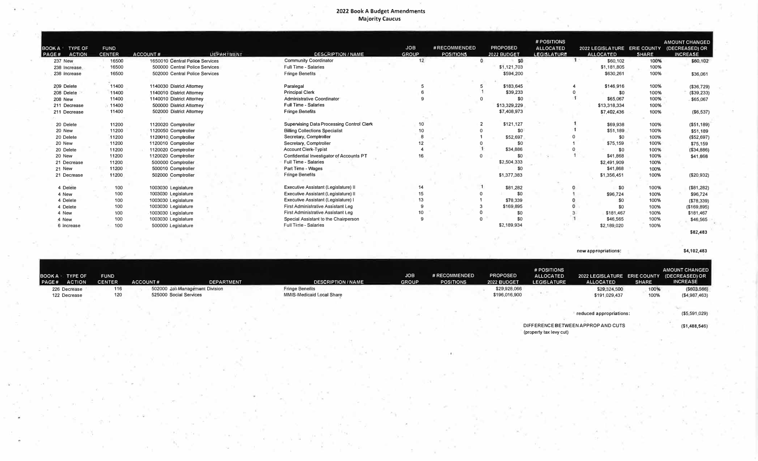## 2022 Book A Budget Amendments
### Majority Caucus

| BOOK A PAGE # | TYPE OF ACTION | FUND CENTER | ACCOUNT # | DEPARTMENT | DESCRIPTION / NAME | JOB GROUP | # RECOMMENDED POSITIONS | PROPOSED 2022 BUDGET | # POSITIONS ALLOCATED LEGISLATURE | 2022 LEGISLATURE ALLOCATED | ERIE COUNTY SHARE | AMOUNT CHANGED (DECREASED) OR INCREASE |
|---|---|---|---|---|---|---|---|---|---|---|---|---|
| 237 | New | 16500 | 1650010 | Central Police Services | Community Coordinator | 12 | 0 | $0 | 1 | $60,102 | 100% | $60,102 |
| 238 | Increase | 16500 | 500000 | Central Police Services | Full Time - Salaries | | | $1,121,703 | | $1,181,805 | 100% | |
| 238 | Increase | 16500 | 502000 | Central Police Services | Fringe Benefits | | | $594,200 | | $630,261 | 100% | $36,061 |
| | | | | | | | | | | | | |
| 209 | Delete | 11400 | 1140030 | District Attorney | Paralegal | 5 | 5 | $183,645 | 4 | $146,916 | 100% | ($36,729) |
| 208 | Delete | 11400 | 1140010 | District Attorney | Principal Clerk | 6 | 1 | $39,233 | 0 | $0 | 100% | ($39,233) |
| 208 | New | 11400 | 1140010 | District Attorney | Administrative Coordinator | 9 | 0 | $0 | 1 | $65,067 | 100% | $65,067 |
| 211 | Decrease | 11400 | 500000 | District Attorney | Full Time - Salaries | | | $13,329,229 | | $13,318,334 | 100% | |
| 211 | Decrease | 11400 | 502000 | District Attorney | Fringe Benefits | | | $7,408,973 | | $7,402,436 | 100% | ($6,537) |
| | | | | | | | | | | | | |
| 20 | Delete | 11200 | 1120020 | Comptroller | Supervising Data Processing Control Clerk | 10 | 2 | $121,127 | 1 | $69,938 | 100% | ($51,189) |
| 20 | New | 11200 | 1120050 | Comptroller | Billing Collections Specialist | 10 | 0 | $0 | 1 | $51,189 | 100% | $51,189 |
| 20 | Delete | 11200 | 1120010 | Comptroller | Secretary, Comptroller | 8 | 1 | $52,697 | 0 | $0 | 100% | ($52,697) |
| 20 | New | 11200 | 1120010 | Comptroller | Secretary, Comptroller | 12 | 0 | $0 | 1 | $75,159 | 100% | $75,159 |
| 20 | Delete | 11200 | 1120020 | Comptroller | Account Clerk-Typist | 4 | 1 | $34,886 | 0 | $0 | 100% | ($34,886) |
| 20 | New | 11200 | 1120020 | Comptroller | Confidential Investigator of Accounts PT | 16 | 0 | $0 | 1 | $41,868 | 100% | $41,868 |
| 21 | Decrease | 11200 | 500000 | Comptroller | Full Time - Salaries | | | $2,504,333 | | $2,491,909 | 100% | |
| 21 | New | 11200 | 500010 | Comptroller | Part Time - Wages | | | $0 | | $41,868 | 100% | |
| 21 | Decrease | 11200 | 502000 | Comptroller | Fringe Benefits | | | $1,377,383 | | $1,356,451 | 100% | ($20,932) |
| | | | | | | | | | | | | |
| 4 | Delete | 100 | 1003030 | Legislature | Executive Assistant (Legislature) II | 14 | 1 | $81,282 | 0 | $0 | 100% | ($81,282) |
| 4 | New | 100 | 1003030 | Legislature | Executive Assistant (Legislature) II | 15 | 0 | $0 | 1 | $96,724 | 100% | $96,724 |
| 4 | Delete | 100 | 1003030 | Legislature | Executive Assistant (Legislature) I | 13 | 1 | $78,339 | 0 | $0 | 100% | ($78,339) |
| 4 | Delete | 100 | 1003030 | Legislature | First Administrative Assistant Leg | 9 | 3 | $169,895 | 0 | $0 | 100% | ($169,895) |
| 4 | New | 100 | 1003030 | Legislature | First Administrative Assistant Leg | 10 | 0 | $0 | 3 | $181,467 | 100% | $181,467 |
| 4 | New | 100 | 1003030 | Legislature | Special Assistant to the Chairperson | 9 | 0 | $0 | 1 | $46,565 | 100% | $46,565 |
| 6 | Increase | 100 | 500000 | Legislature | Full Time - Salaries | | | $2,189,934 | | $2,189,020 | 100% | |
| | | | | | | | | | | | | $82,483 |
| | | | | | | | | | | new appropriations: | | $4,102,483 |

| BOOK A PAGE # | TYPE OF ACTION | FUND CENTER | ACCOUNT # | DEPARTMENT | DESCRIPTION / NAME | JOB GROUP | # RECOMMENDED POSITIONS | PROPOSED 2022 BUDGET | # POSITIONS ALLOCATED LEGISLATURE | 2022 LEGISLATURE ALLOCATED | ERIE COUNTY SHARE | AMOUNT CHANGED (DECREASED) OR INCREASE |
|---|---|---|---|---|---|---|---|---|---|---|---|---|
| 226 | Decrease | 116 | 502000 | Jail Management Division | Fringe Benefits | | | $29,928,066 | | $29,324,500 | 100% | ($603,566) |
| 122 | Decrease | 120 | 525000 | Social Services | MMIS-Medicaid Local Share | | | $196,016,900 | | $191,029,437 | 100% | ($4,987,463) |
| | | | | | | | | | | reduced appropriations: | | ($5,591,029) |
| | | | | | | | | | | DIFFERENCE BETWEEN APPROP AND CUTS (property tax levy cut) | | ($1,488,546) |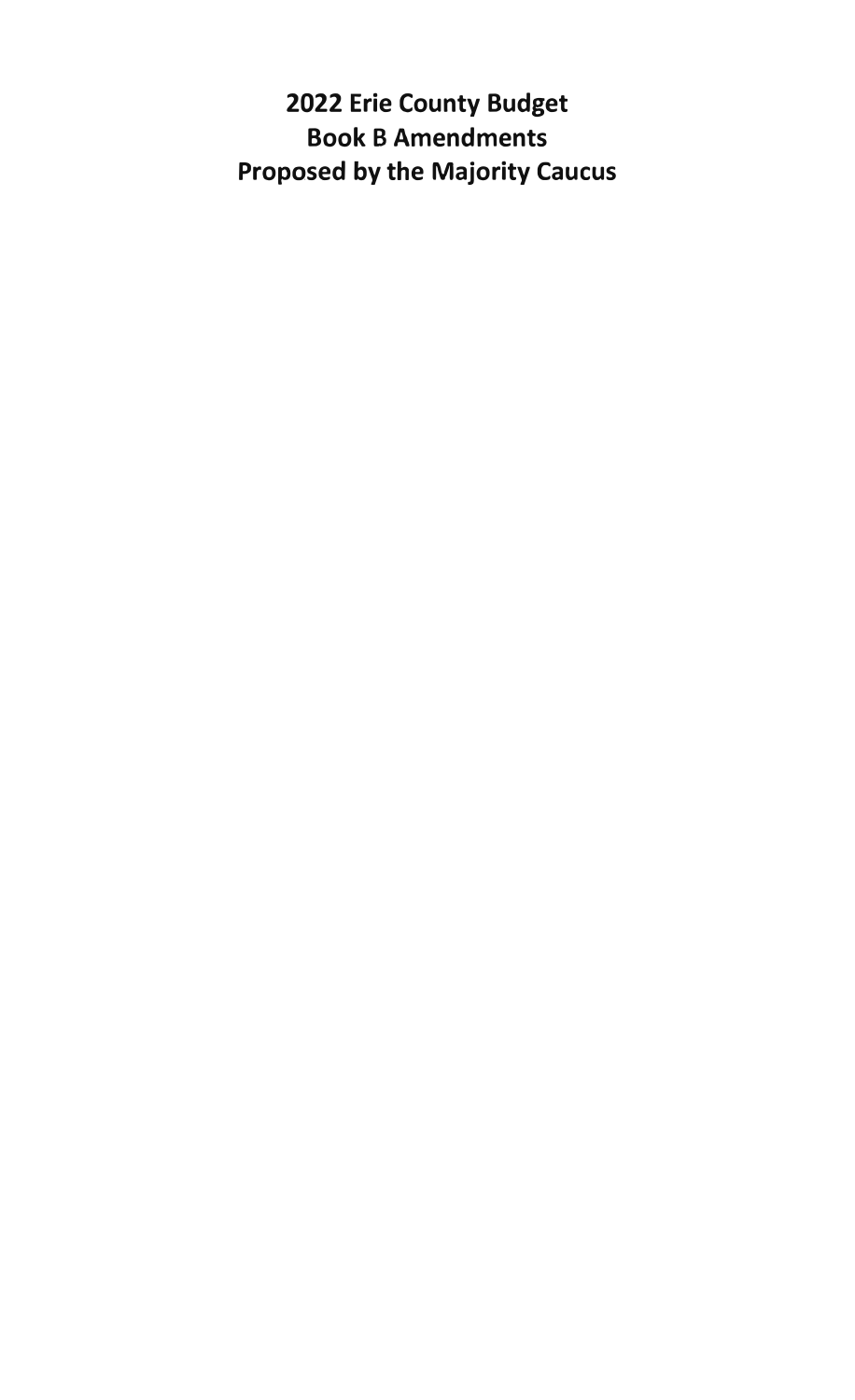# 2022 Erie County Budget
# Book B Amendments
# Proposed by the Majority Caucus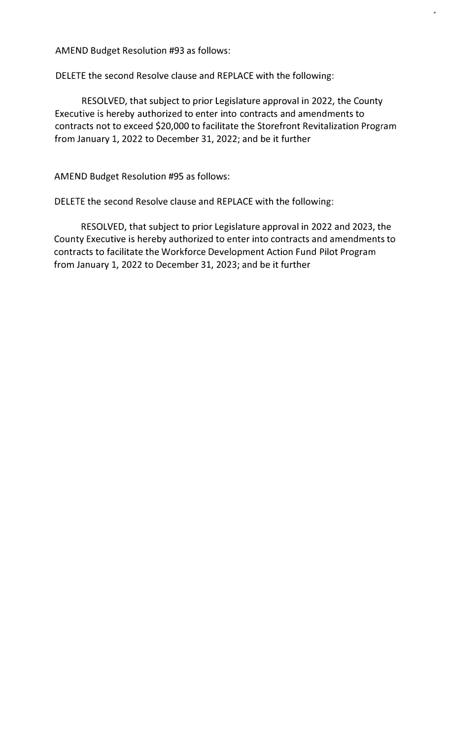AMEND Budget Resolution #93 as follows:

DELETE the second Resolve clause and REPLACE with the following:

RESOLVED, that subject to prior Legislature approval in 2022, the County Executive is hereby authorized to enter into contracts and amendments to contracts not to exceed $20,000 to facilitate the Storefront Revitalization Program from January 1, 2022 to December 31, 2022; and be it further

AMEND Budget Resolution #95 as follows:

DELETE the second Resolve clause and REPLACE with the following:

RESOLVED, that subject to prior Legislature approval in 2022 and 2023, the County Executive is hereby authorized to enter into contracts and amendments to contracts to facilitate the Workforce Development Action Fund Pilot Program from January 1, 2022 to December 31, 2023; and be it further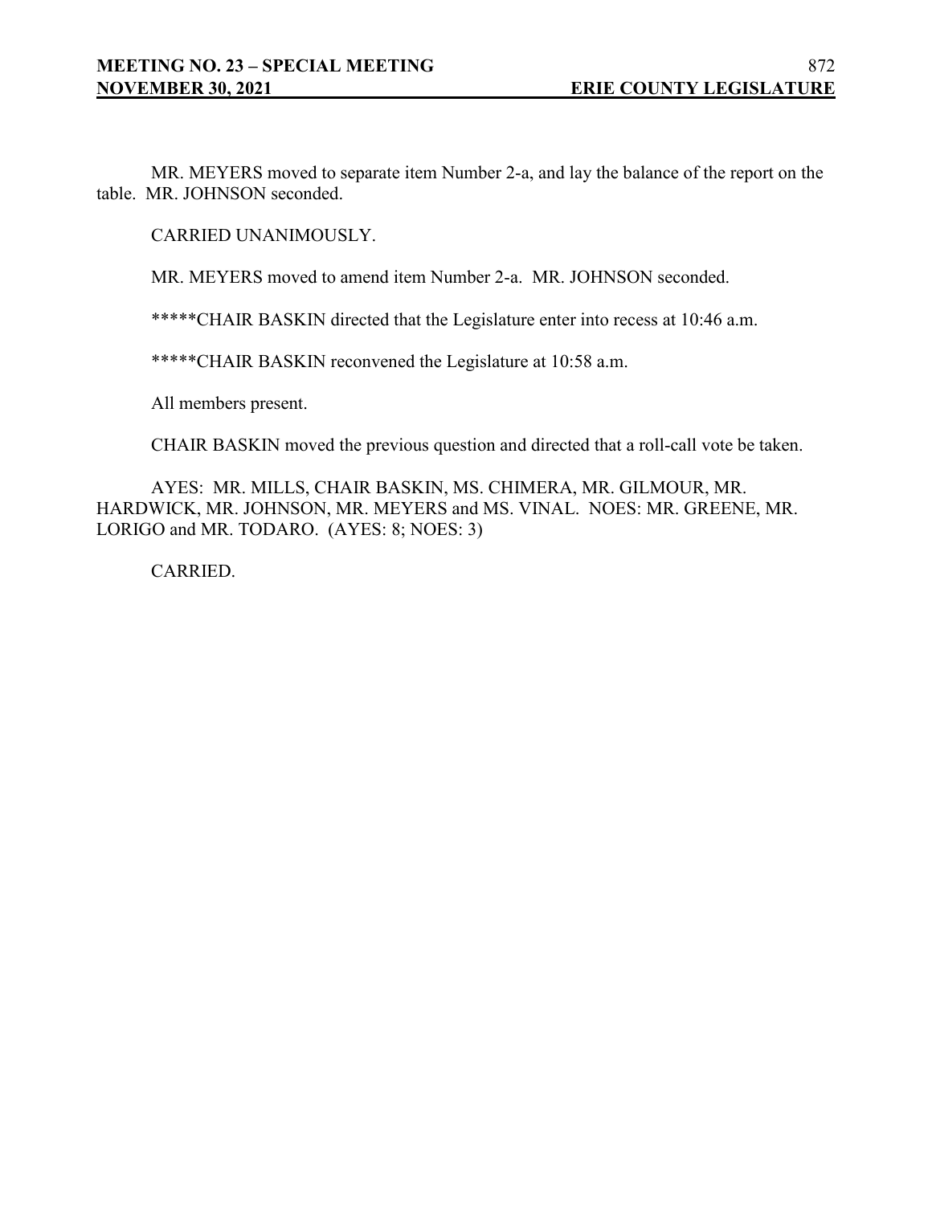MR. MEYERS moved to separate item Number 2-a, and lay the balance of the report on the table. MR. JOHNSON seconded.

CARRIED UNANIMOUSLY.

MR. MEYERS moved to amend item Number 2-a. MR. JOHNSON seconded.

*****CHAIR BASKIN directed that the Legislature enter into recess at 10:46 a.m.

*****CHAIR BASKIN reconvened the Legislature at 10:58 a.m.

All members present.

CHAIR BASKIN moved the previous question and directed that a roll-call vote be taken.

AYES: MR. MILLS, CHAIR BASKIN, MS. CHIMERA, MR. GILMOUR, MR. HARDWICK, MR. JOHNSON, MR. MEYERS and MS. VINAL. NOES: MR. GREENE, MR. LORIGO and MR. TODARO. (AYES: 8; NOES: 3)

CARRIED.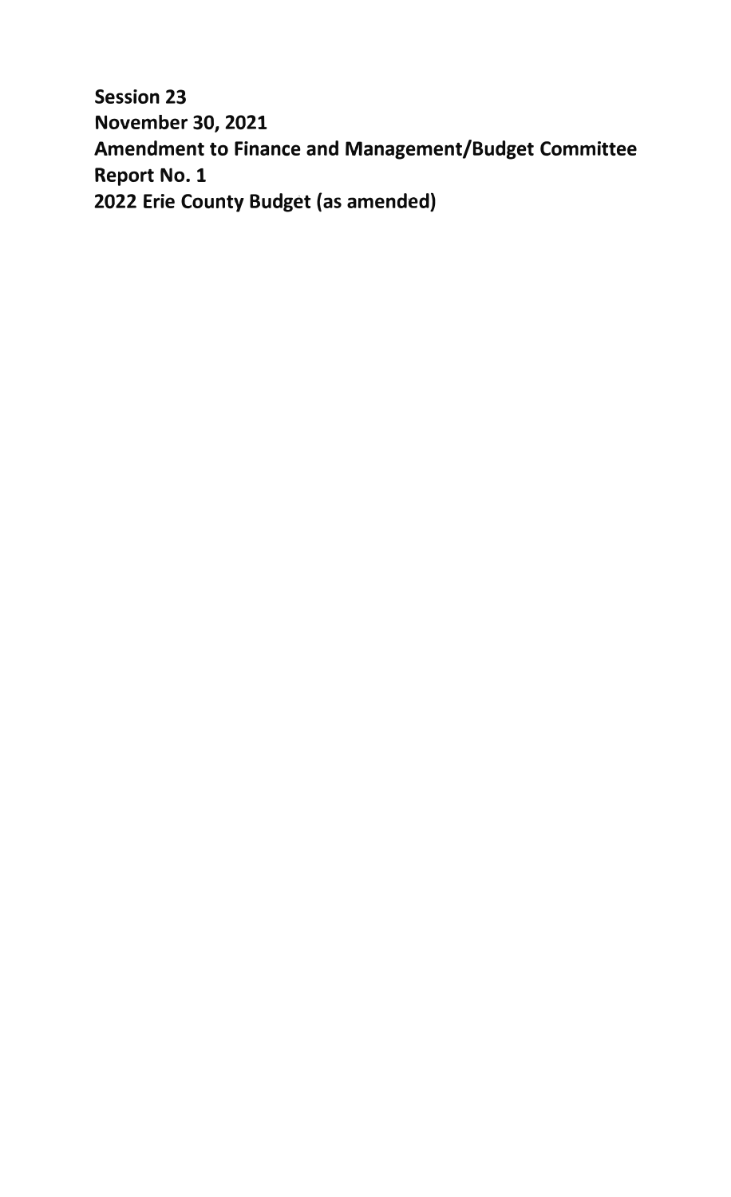**Session 23**
**November 30, 2021**
**Amendment to Finance and Management/Budget Committee Report No. 1**
**2022 Erie County Budget (as amended)**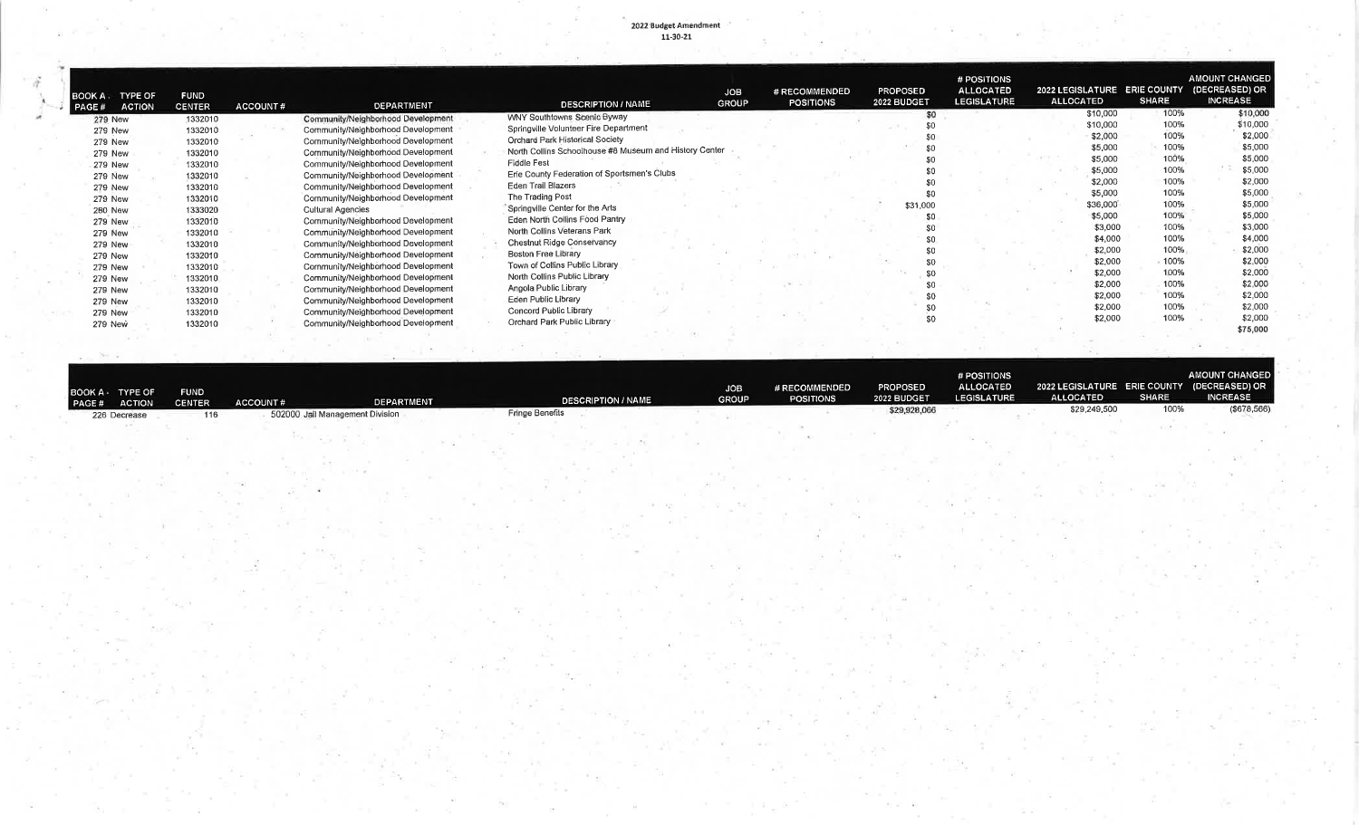2022 Budget Amendment
11-30-21

| BOOK A - PAGE # | TYPE OF ACTION | FUND CENTER | ACCOUNT # | DEPARTMENT | DESCRIPTION / NAME | JOB GROUP | # RECOMMENDED POSITIONS | PROPOSED 2022 BUDGET | # POSITIONS ALLOCATED LEGISLATURE | 2022 LEGISLATURE ALLOCATED | ERIE COUNTY SHARE | AMOUNT CHANGED (DECREASED) OR INCREASE |
|---|---|---|---|---|---|---|---|---|---|---|---|---|
| 279 | New | 1332010 | | Community/Neighborhood Development | WNY Southtowns Scenic Byway | | | $0 | | $10,000 | 100% | $10,000 |
| 279 | New | 1332010 | | Community/Neighborhood Development | Springville Volunteer Fire Department | | | $0 | | $10,000 | 100% | $10,000 |
| 279 | New | 1332010 | | Community/Neighborhood Development | Orchard Park Historical Society | | | $0 | | $2,000 | 100% | $2,000 |
| 279 | New | 1332010 | | Community/Neighborhood Development | North Collins Schoolhouse #8 Museum and History Center | | | $0 | | $5,000 | 100% | $5,000 |
| 279 | New | 1332010 | | Community/Neighborhood Development | Fiddle Fest | | | $0 | | $5,000 | 100% | $5,000 |
| 279 | New | 1332010 | | Community/Neighborhood Development | Erie County Federation of Sportsmen's Clubs | | | $0 | | $5,000 | 100% | $5,000 |
| 279 | New | 1332010 | | Community/Neighborhood Development | Eden Trail Blazers | | | $0 | | $2,000 | 100% | $2,000 |
| 279 | New | 1332010 | | Community/Neighborhood Development | The Trading Post | | | $0 | | $5,000 | 100% | $5,000 |
| 280 | New | 1333020 | | Cultural Agencies | Springville Center for the Arts | | | $31,000 | | $36,000 | 100% | $5,000 |
| 279 | New | 1332010 | | Community/Neighborhood Development | Eden North Collins Food Pantry | | | $0 | | $5,000 | 100% | $5,000 |
| 279 | New | 1332010 | | Community/Neighborhood Development | North Collins Veterans Park | | | $0 | | $3,000 | 100% | $3,000 |
| 279 | New | 1332010 | | Community/Neighborhood Development | Chestnut Ridge Conservancy | | | $0 | | $4,000 | 100% | $4,000 |
| 279 | New | 1332010 | | Community/Neighborhood Development | Boston Free Library | | | $0 | | $2,000 | 100% | $2,000 |
| 279 | New | 1332010 | | Community/Neighborhood Development | Town of Collins Public Library | | | $0 | | $2,000 | 100% | $2,000 |
| 279 | New | 1332010 | | Community/Neighborhood Development | North Collins Public Library | | | $0 | | $2,000 | 100% | $2,000 |
| 279 | New | 1332010 | | Community/Neighborhood Development | Angola Public Library | | | $0 | | $2,000 | 100% | $2,000 |
| 279 | New | 1332010 | | Community/Neighborhood Development | Eden Public Library | | | $0 | | $2,000 | 100% | $2,000 |
| 279 | New | 1332010 | | Community/Neighborhood Development | Concord Public Library | | | $0 | | $2,000 | 100% | $2,000 |
| 279 | New | 1332010 | | Community/Neighborhood Development | Orchard Park Public Library | | | $0 | | $2,000 | 100% | $2,000 |
| | | | | | | | | | | | | $75,000 |

| BOOK A - PAGE # | TYPE OF ACTION | FUND CENTER | ACCOUNT # | DEPARTMENT | DESCRIPTION / NAME | JOB GROUP | # RECOMMENDED POSITIONS | PROPOSED 2022 BUDGET | # POSITIONS ALLOCATED LEGISLATURE | 2022 LEGISLATURE ALLOCATED | ERIE COUNTY SHARE | AMOUNT CHANGED (DECREASED) OR INCREASE |
|---|---|---|---|---|---|---|---|---|---|---|---|---|
| 226 | Decrease | 116 | 502000 | Jail Management Division | Fringe Benefits | | | $29,928,066 | | $29,249,500 | 100% | ($678,566) |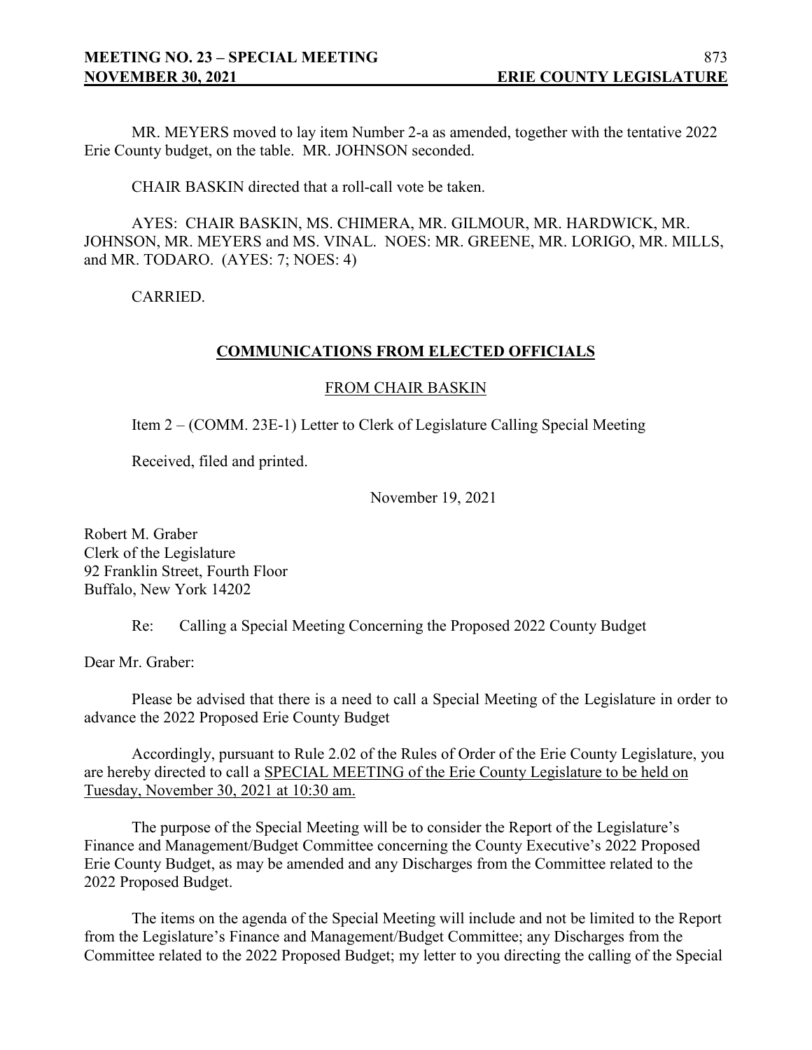MR. MEYERS moved to lay item Number 2-a as amended, together with the tentative 2022 Erie County budget, on the table. MR. JOHNSON seconded.

CHAIR BASKIN directed that a roll-call vote be taken.

AYES: CHAIR BASKIN, MS. CHIMERA, MR. GILMOUR, MR. HARDWICK, MR. JOHNSON, MR. MEYERS and MS. VINAL. NOES: MR. GREENE, MR. LORIGO, MR. MILLS, and MR. TODARO. (AYES: 7; NOES: 4)

CARRIED.

## COMMUNICATIONS FROM ELECTED OFFICIALS

### FROM CHAIR BASKIN

Item 2 – (COMM. 23E-1) Letter to Clerk of Legislature Calling Special Meeting

Received, filed and printed.

November 19, 2021

Robert M. Graber
Clerk of the Legislature
92 Franklin Street, Fourth Floor
Buffalo, New York 14202

Re: Calling a Special Meeting Concerning the Proposed 2022 County Budget

Dear Mr. Graber:

Please be advised that there is a need to call a Special Meeting of the Legislature in order to advance the 2022 Proposed Erie County Budget

Accordingly, pursuant to Rule 2.02 of the Rules of Order of the Erie County Legislature, you are hereby directed to call a SPECIAL MEETING of the Erie County Legislature to be held on Tuesday, November 30, 2021 at 10:30 am.

The purpose of the Special Meeting will be to consider the Report of the Legislature's Finance and Management/Budget Committee concerning the County Executive's 2022 Proposed Erie County Budget, as may be amended and any Discharges from the Committee related to the 2022 Proposed Budget.

The items on the agenda of the Special Meeting will include and not be limited to the Report from the Legislature's Finance and Management/Budget Committee; any Discharges from the Committee related to the 2022 Proposed Budget; my letter to you directing the calling of the Special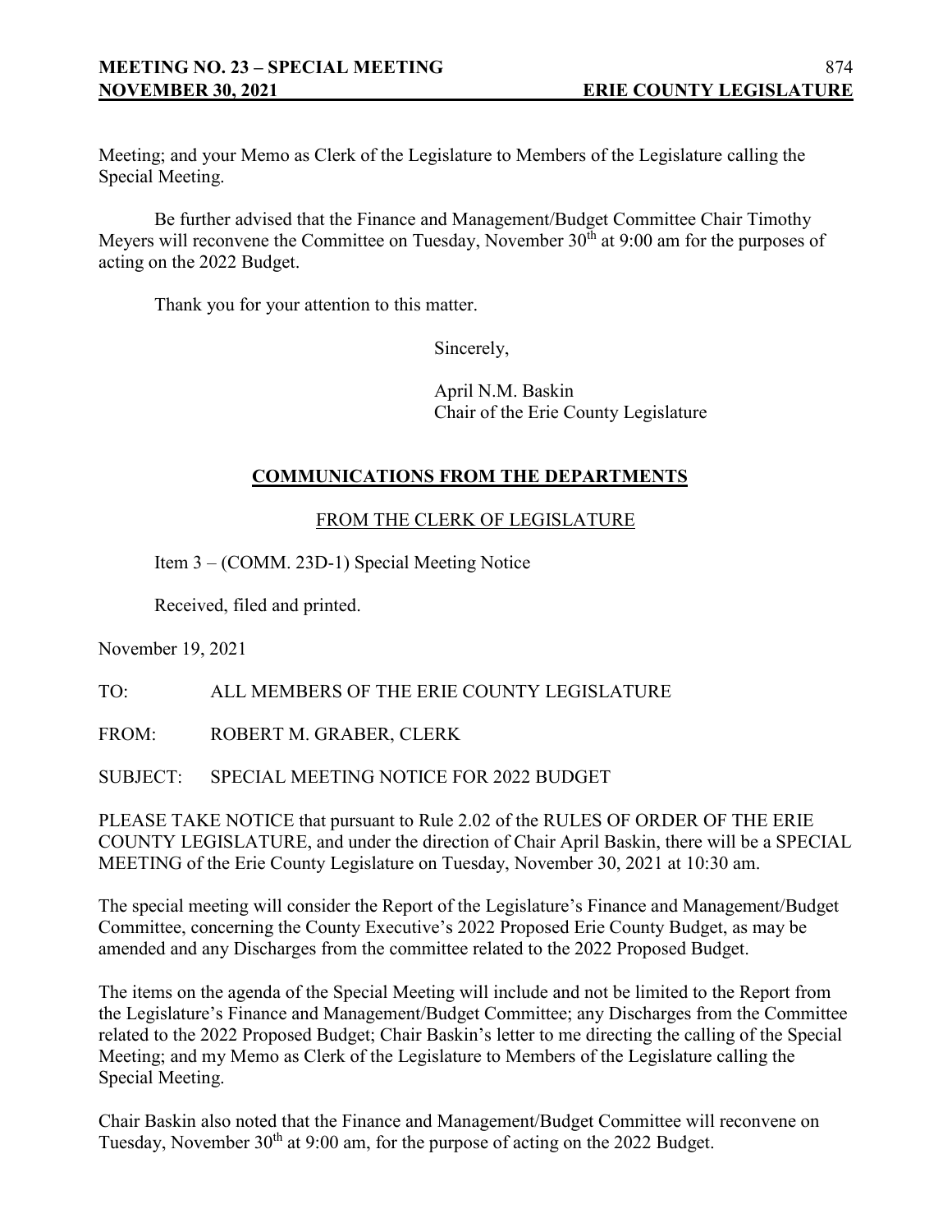Meeting; and your Memo as Clerk of the Legislature to Members of the Legislature calling the Special Meeting.

Be further advised that the Finance and Management/Budget Committee Chair Timothy Meyers will reconvene the Committee on Tuesday, November 30th at 9:00 am for the purposes of acting on the 2022 Budget.

Thank you for your attention to this matter.

Sincerely,

April N.M. Baskin
Chair of the Erie County Legislature

## COMMUNICATIONS FROM THE DEPARTMENTS

### FROM THE CLERK OF LEGISLATURE

Item 3 – (COMM. 23D-1) Special Meeting Notice

Received, filed and printed.

November 19, 2021

TO: ALL MEMBERS OF THE ERIE COUNTY LEGISLATURE

FROM: ROBERT M. GRABER, CLERK

SUBJECT: SPECIAL MEETING NOTICE FOR 2022 BUDGET

PLEASE TAKE NOTICE that pursuant to Rule 2.02 of the RULES OF ORDER OF THE ERIE COUNTY LEGISLATURE, and under the direction of Chair April Baskin, there will be a SPECIAL MEETING of the Erie County Legislature on Tuesday, November 30, 2021 at 10:30 am.

The special meeting will consider the Report of the Legislature's Finance and Management/Budget Committee, concerning the County Executive's 2022 Proposed Erie County Budget, as may be amended and any Discharges from the committee related to the 2022 Proposed Budget.

The items on the agenda of the Special Meeting will include and not be limited to the Report from the Legislature's Finance and Management/Budget Committee; any Discharges from the Committee related to the 2022 Proposed Budget; Chair Baskin's letter to me directing the calling of the Special Meeting; and my Memo as Clerk of the Legislature to Members of the Legislature calling the Special Meeting.

Chair Baskin also noted that the Finance and Management/Budget Committee will reconvene on Tuesday, November 30th at 9:00 am, for the purpose of acting on the 2022 Budget.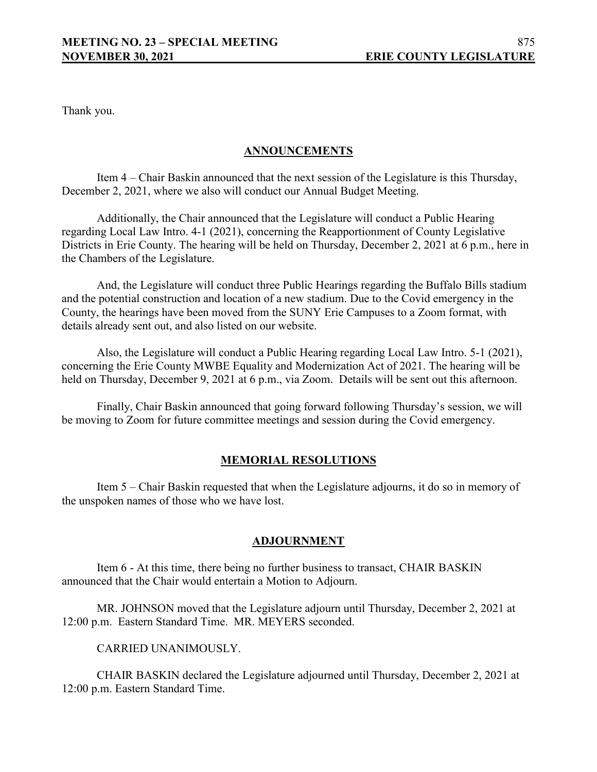Thank you.

## ANNOUNCEMENTS

Item 4 – Chair Baskin announced that the next session of the Legislature is this Thursday, December 2, 2021, where we also will conduct our Annual Budget Meeting.

Additionally, the Chair announced that the Legislature will conduct a Public Hearing regarding Local Law Intro. 4-1 (2021), concerning the Reapportionment of County Legislative Districts in Erie County. The hearing will be held on Thursday, December 2, 2021 at 6 p.m., here in the Chambers of the Legislature.

And, the Legislature will conduct three Public Hearings regarding the Buffalo Bills stadium and the potential construction and location of a new stadium. Due to the Covid emergency in the County, the hearings have been moved from the SUNY Erie Campuses to a Zoom format, with details already sent out, and also listed on our website.

Also, the Legislature will conduct a Public Hearing regarding Local Law Intro. 5-1 (2021), concerning the Erie County MWBE Equality and Modernization Act of 2021. The hearing will be held on Thursday, December 9, 2021 at 6 p.m., via Zoom. Details will be sent out this afternoon.

Finally, Chair Baskin announced that going forward following Thursday's session, we will be moving to Zoom for future committee meetings and session during the Covid emergency.

## MEMORIAL RESOLUTIONS

Item 5 – Chair Baskin requested that when the Legislature adjourns, it do so in memory of the unspoken names of those who we have lost.

## ADJOURNMENT

Item 6 - At this time, there being no further business to transact, CHAIR BASKIN announced that the Chair would entertain a Motion to Adjourn.

MR. JOHNSON moved that the Legislature adjourn until Thursday, December 2, 2021 at 12:00 p.m. Eastern Standard Time. MR. MEYERS seconded.

CARRIED UNANIMOUSLY.

CHAIR BASKIN declared the Legislature adjourned until Thursday, December 2, 2021 at 12:00 p.m. Eastern Standard Time.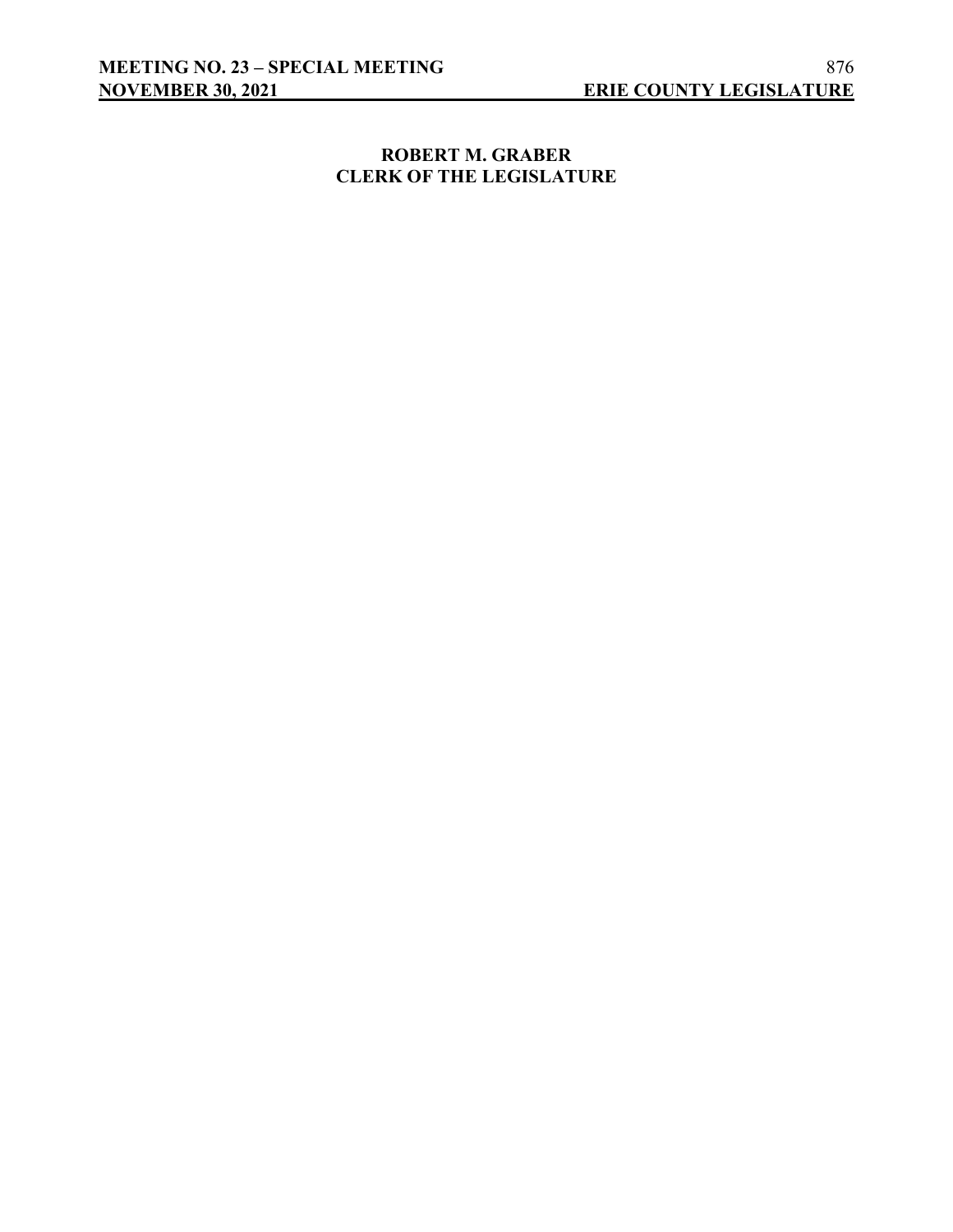**ROBERT M. GRABER**
**CLERK OF THE LEGISLATURE**